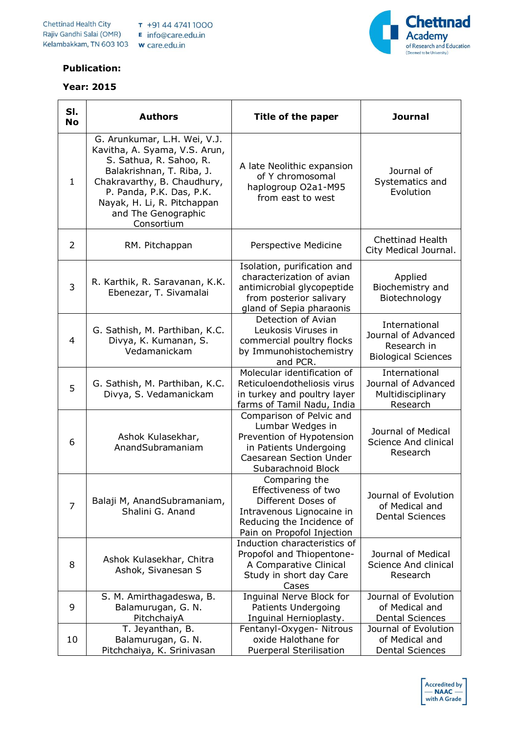**Publication:**

**Year: 2015**

| Sl. No | Authors | Title of the paper | Journal |
|---|---|---|---|
| 1 | G. Arunkumar, L.H. Wei, V.J. Kavitha, A. Syama, V.S. Arun, S. Sathua, R. Sahoo, R. Balakrishnan, T. Riba, J. Chakravarthy, B. Chaudhury, P. Panda, P.K. Das, P.K. Nayak, H. Li, R. Pitchappan and The Genographic Consortium | A late Neolithic expansion of Y chromosomal haplogroup O2a1-M95 from east to west | Journal of Systematics and Evolution |
| 2 | RM. Pitchappan | Perspective Medicine | Chettinad Health City Medical Journal. |
| 3 | R. Karthik, R. Saravanan, K.K. Ebenezer, T. Sivamalai | Isolation, purification and characterization of avian antimicrobial glycopeptide from posterior salivary gland of Sepia pharaonis | Applied Biochemistry and Biotechnology |
| 4 | G. Sathish, M. Parthiban, K.C. Divya, K. Kumanan, S. Vedamanickam | Detection of Avian Leukosis Viruses in commercial poultry flocks by Immunohistochemistry and PCR. | International Journal of Advanced Research in Biological Sciences |
| 5 | G. Sathish, M. Parthiban, K.C. Divya, S. Vedamanickam | Molecular identification of Reticuloendotheliosis virus in turkey and poultry layer farms of Tamil Nadu, India | International Journal of Advanced Multidisciplinary Research |
| 6 | Ashok Kulasekhar, AnandSubramaniam | Comparison of Pelvic and Lumbar Wedges in Prevention of Hypotension in Patients Undergoing Caesarean Section Under Subarachnoid Block | Journal of Medical Science And clinical Research |
| 7 | Balaji M, AnandSubramaniam, Shalini G. Anand | Comparing the Effectiveness of two Different Doses of Intravenous Lignocaine in Reducing the Incidence of Pain on Propofol Injection | Journal of Evolution of Medical and Dental Sciences |
| 8 | Ashok Kulasekhar, Chitra Ashok, Sivanesan S | Induction characteristics of Propofol and Thiopentone- A Comparative Clinical Study in short day Care Cases | Journal of Medical Science And clinical Research |
| 9 | S. M. Amirthagadeswa, B. Balamurugan, G. N. PitchchaiyA | Inguinal Nerve Block for Patients Undergoing Inguinal Hernioplasty. | Journal of Evolution of Medical and Dental Sciences |
| 10 | T. Jeyanthan, B. Balamurugan, G. N. Pitchchaiya, K. Srinivasan | Fentanyl-Oxygen- Nitrous oxide Halothane for Puerperal Sterilisation | Journal of Evolution of Medical and Dental Sciences |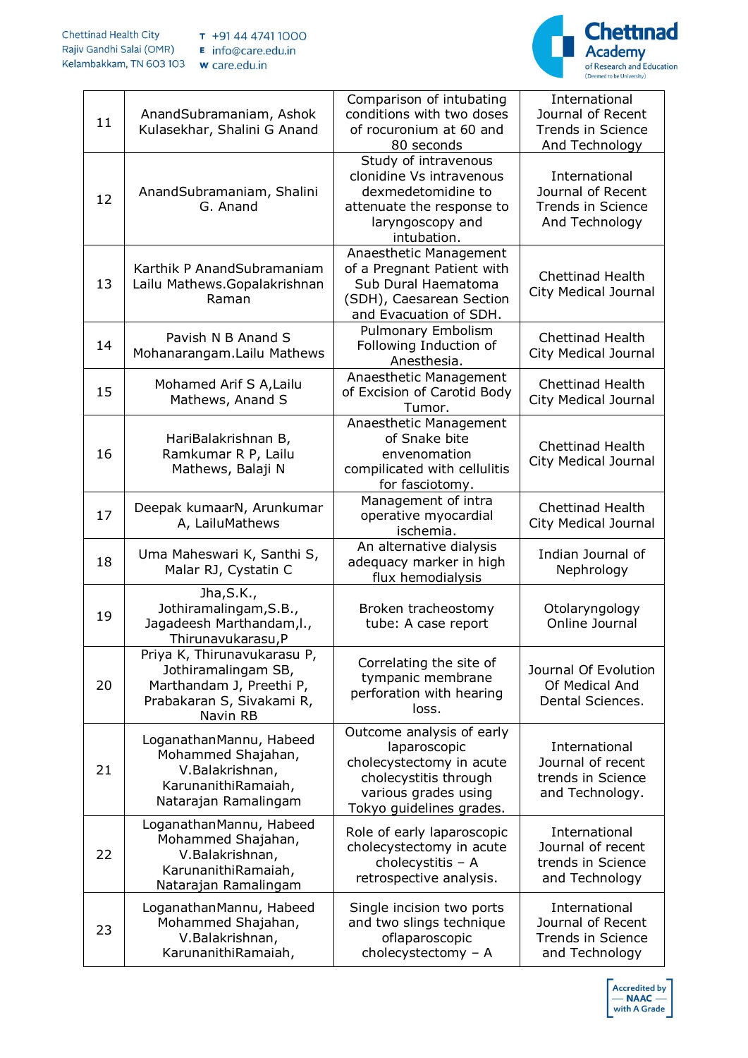| 11 | AnandSubramaniam, Ashok Kulasekhar, Shalini G Anand | Comparison of intubating conditions with two doses of rocuronium at 60 and 80 seconds | International Journal of Recent Trends in Science And Technology |
|---|---|---|---|
| 12 | AnandSubramaniam, Shalini G. Anand | Study of intravenous clonidine Vs intravenous dexmedetomidine to attenuate the response to laryngoscopy and intubation. | International Journal of Recent Trends in Science And Technology |
| 13 | Karthik P AnandSubramaniam Lailu Mathews.Gopalakrishnan Raman | Anaesthetic Management of a Pregnant Patient with Sub Dural Haematoma (SDH), Caesarean Section and Evacuation of SDH. | Chettinad Health City Medical Journal |
| 14 | Pavish N B Anand S Mohanarangam.Lailu Mathews | Pulmonary Embolism Following Induction of Anesthesia. | Chettinad Health City Medical Journal |
| 15 | Mohamed Arif S A,Lailu Mathews, Anand S | Anaesthetic Management of Excision of Carotid Body Tumor. | Chettinad Health City Medical Journal |
| 16 | HariBalakrishnan B, Ramkumar R P, Lailu Mathews, Balaji N | Anaesthetic Management of Snake bite envenomation compilicated with cellulitis for fasciotomy. | Chettinad Health City Medical Journal |
| 17 | Deepak kumaarN, Arunkumar A, LailuMathews | Management of intra operative myocardial ischemia. | Chettinad Health City Medical Journal |
| 18 | Uma Maheswari K, Santhi S, Malar RJ, Cystatin C | An alternative dialysis adequacy marker in high flux hemodialysis | Indian Journal of Nephrology |
| 19 | Jha,S.K., Jothiramalingam,S.B., Jagadeesh Marthandam,l., Thirunavukarasu,P | Broken tracheostomy tube: A case report | Otolaryngology Online Journal |
| 20 | Priya K, Thirunavukarasu P, Jothiramalingam SB, Marthandam J, Preethi P, Prabakaran S, Sivakami R, Navin RB | Correlating the site of tympanic membrane perforation with hearing loss. | Journal Of Evolution Of Medical And Dental Sciences. |
| 21 | LoganathanMannu, Habeed Mohammed Shajahan, V.Balakrishnan, KarunanithiRamaiah, Natarajan Ramalingam | Outcome analysis of early laparoscopic cholecystectomy in acute cholecystitis through various grades using Tokyo guidelines grades. | International Journal of recent trends in Science and Technology. |
| 22 | LoganathanMannu, Habeed Mohammed Shajahan, V.Balakrishnan, KarunanithiRamaiah, Natarajan Ramalingam | Role of early laparoscopic cholecystectomy in acute cholecystitis – A retrospective analysis. | International Journal of recent trends in Science and Technology |
| 23 | LoganathanMannu, Habeed Mohammed Shajahan, V.Balakrishnan, KarunanithiRamaiah, | Single incision two ports and two slings technique oflaparoscopic cholecystectomy – A | International Journal of Recent Trends in Science and Technology |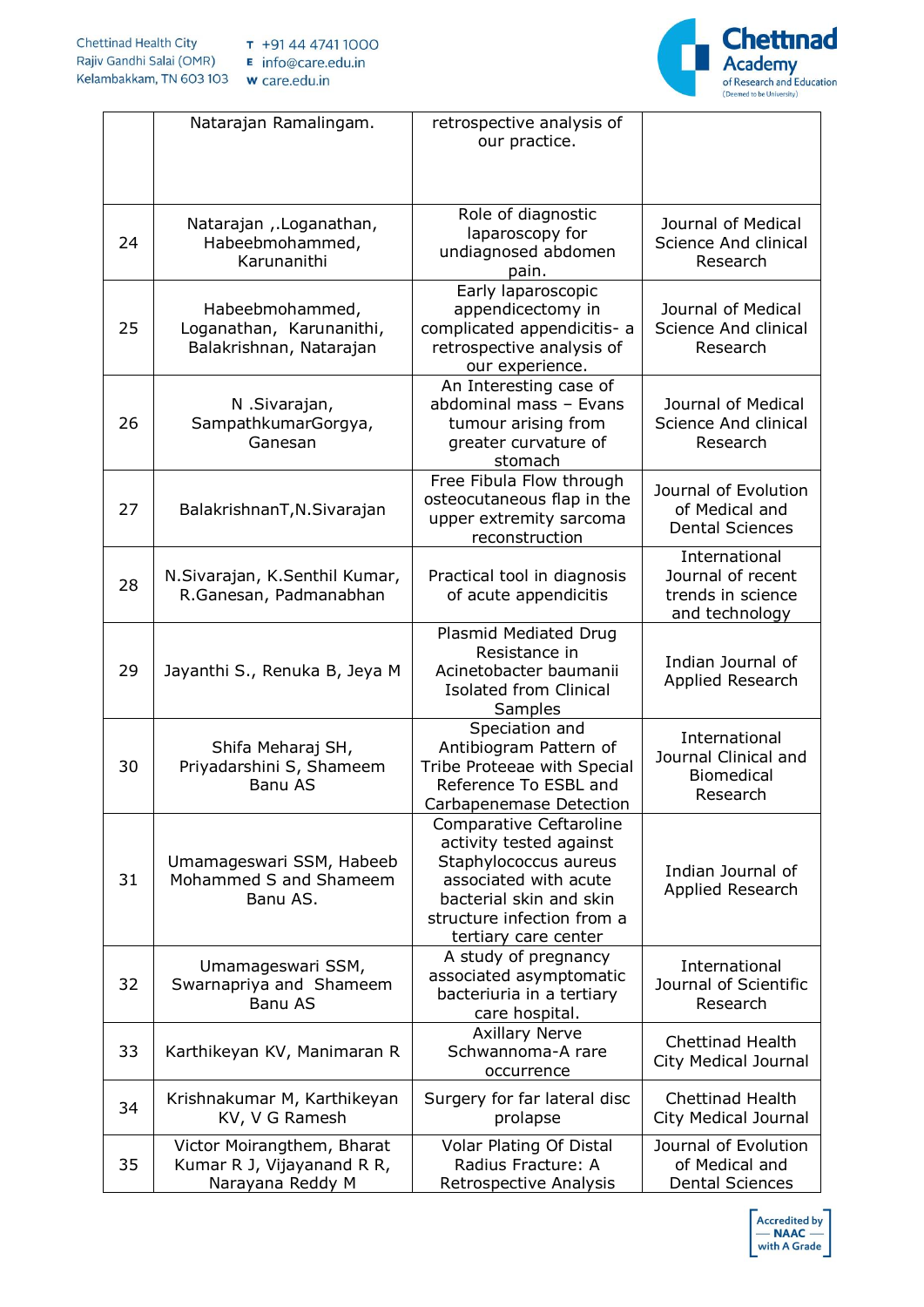| | | | |
|---|---|---|---|
| | Natarajan Ramalingam. | retrospective analysis of our practice. | |
| 24 | Natarajan ,.Loganathan, Habeebmohammed, Karunanithi | Role of diagnostic laparoscopy for undiagnosed abdomen pain. | Journal of Medical Science And clinical Research |
| 25 | Habeebmohammed, Loganathan, Karunanithi, Balakrishnan, Natarajan | Early laparoscopic appendicectomy in complicated appendicitis- a retrospective analysis of our experience. | Journal of Medical Science And clinical Research |
| 26 | N .Sivarajan, SampathkumarGorgya, Ganesan | An Interesting case of abdominal mass – Evans tumour arising from greater curvature of stomach | Journal of Medical Science And clinical Research |
| 27 | BalakrishnanT,N.Sivarajan | Free Fibula Flow through osteocutaneous flap in the upper extremity sarcoma reconstruction | Journal of Evolution of Medical and Dental Sciences |
| 28 | N.Sivarajan, K.Senthil Kumar, R.Ganesan, Padmanabhan | Practical tool in diagnosis of acute appendicitis | International Journal of recent trends in science and technology |
| 29 | Jayanthi S., Renuka B, Jeya M | Plasmid Mediated Drug Resistance in Acinetobacter baumanii Isolated from Clinical Samples | Indian Journal of Applied Research |
| 30 | Shifa Meharaj SH, Priyadarshini S, Shameem Banu AS | Speciation and Antibiogram Pattern of Tribe Proteeae with Special Reference To ESBL and Carbapenemase Detection | International Journal Clinical and Biomedical Research |
| 31 | Umamageswari SSM, Habeeb Mohammed S and Shameem Banu AS. | Comparative Ceftaroline activity tested against Staphylococcus aureus associated with acute bacterial skin and skin structure infection from a tertiary care center | Indian Journal of Applied Research |
| 32 | Umamageswari SSM, Swarnapriya and Shameem Banu AS | A study of pregnancy associated asymptomatic bacteriuria in a tertiary care hospital. | International Journal of Scientific Research |
| 33 | Karthikeyan KV, Manimaran R | Axillary Nerve Schwannoma-A rare occurrence | Chettinad Health City Medical Journal |
| 34 | Krishnakumar M, Karthikeyan KV, V G Ramesh | Surgery for far lateral disc prolapse | Chettinad Health City Medical Journal |
| 35 | Victor Moirangthem, Bharat Kumar R J, Vijayanand R R, Narayana Reddy M | Volar Plating Of Distal Radius Fracture: A Retrospective Analysis | Journal of Evolution of Medical and Dental Sciences |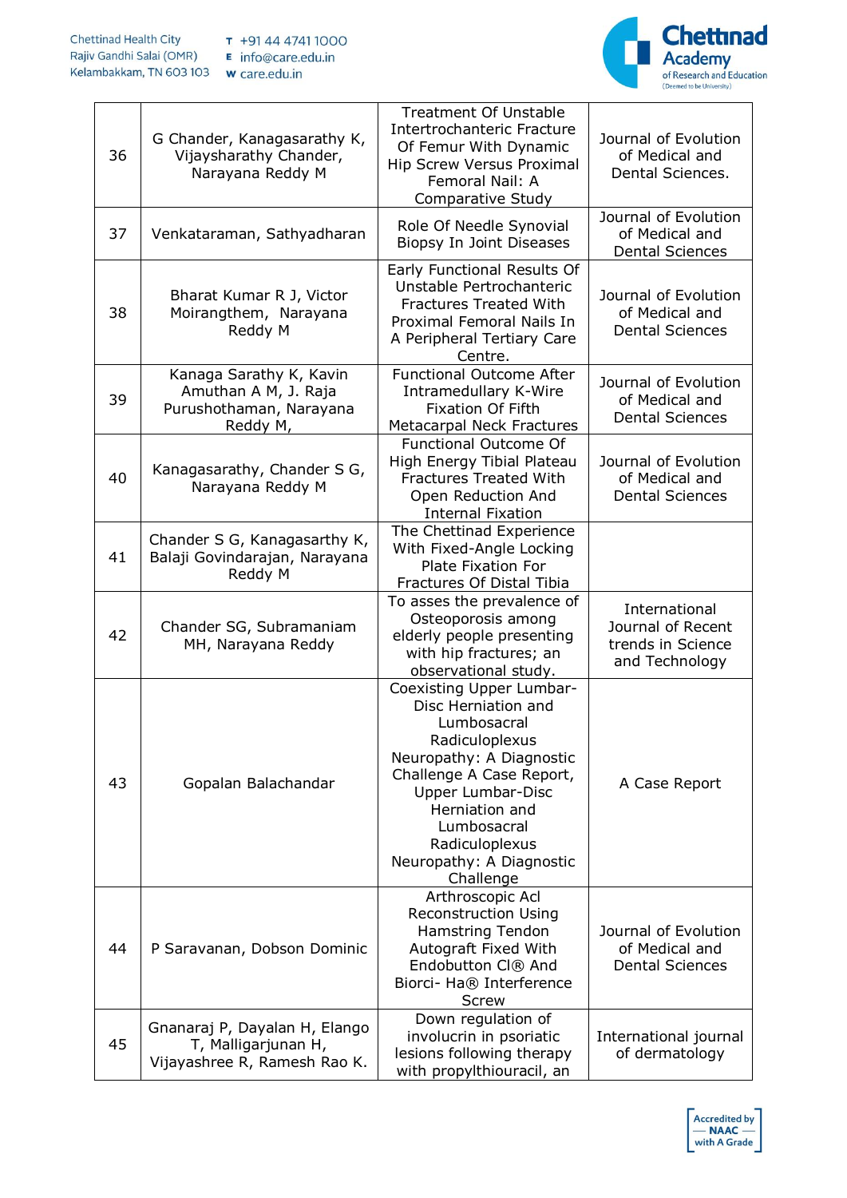| 36 | G Chander, Kanagasarathy K, Vijaysharathy Chander, Narayana Reddy M | Treatment Of Unstable Intertrochanteric Fracture Of Femur With Dynamic Hip Screw Versus Proximal Femoral Nail: A Comparative Study | Journal of Evolution of Medical and Dental Sciences. |
|---|---|---|---|
| 37 | Venkataraman, Sathyadharan | Role Of Needle Synovial Biopsy In Joint Diseases | Journal of Evolution of Medical and Dental Sciences |
| 38 | Bharat Kumar R J, Victor Moirangthem, Narayana Reddy M | Early Functional Results Of Unstable Pertrochanteric Fractures Treated With Proximal Femoral Nails In A Peripheral Tertiary Care Centre. | Journal of Evolution of Medical and Dental Sciences |
| 39 | Kanaga Sarathy K, Kavin Amuthan A M, J. Raja Purushothaman, Narayana Reddy M, | Functional Outcome After Intramedullary K-Wire Fixation Of Fifth Metacarpal Neck Fractures | Journal of Evolution of Medical and Dental Sciences |
| 40 | Kanagasarathy, Chander S G, Narayana Reddy M | Functional Outcome Of High Energy Tibial Plateau Fractures Treated With Open Reduction And Internal Fixation | Journal of Evolution of Medical and Dental Sciences |
| 41 | Chander S G, Kanagasarthy K, Balaji Govindarajan, Narayana Reddy M | The Chettinad Experience With Fixed-Angle Locking Plate Fixation For Fractures Of Distal Tibia | |
| 42 | Chander SG, Subramaniam MH, Narayana Reddy | To asses the prevalence of Osteoporosis among elderly people presenting with hip fractures; an observational study. | International Journal of Recent trends in Science and Technology |
| 43 | Gopalan Balachandar | Coexisting Upper Lumbar-Disc Herniation and Lumbosacral Radiculoplexus Neuropathy: A Diagnostic Challenge A Case Report, Upper Lumbar-Disc Herniation and Lumbosacral Radiculoplexus Neuropathy: A Diagnostic Challenge | A Case Report |
| 44 | P Saravanan, Dobson Dominic | Arthroscopic Acl Reconstruction Using Hamstring Tendon Autograft Fixed With Endobutton Cl® And Biorci- Ha® Interference Screw | Journal of Evolution of Medical and Dental Sciences |
| 45 | Gnanaraj P, Dayalan H, Elango T, Malligarjunan H, Vijayashree R, Ramesh Rao K. | Down regulation of involucrin in psoriatic lesions following therapy with propylthiouracil, an | International journal of dermatology |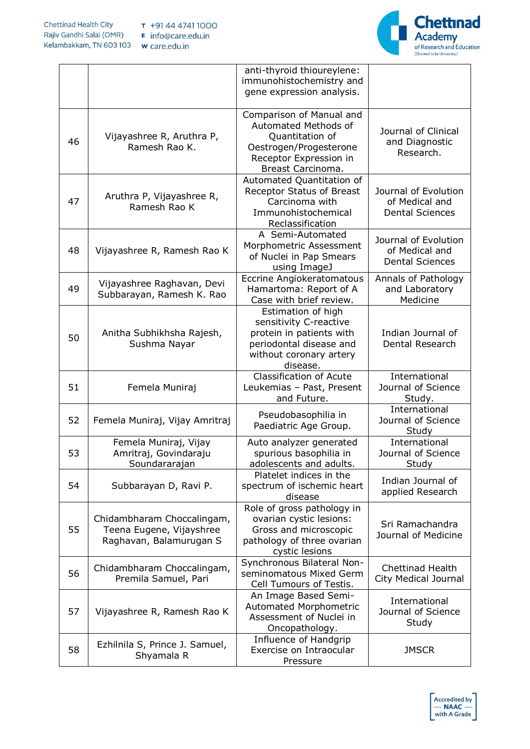|  |  | anti-thyroid thioureylene: immunohistochemistry and gene expression analysis. |  |
|---|---|---|---|
| 46 | Vijayashree R, Aruthra P, Ramesh Rao K. | Comparison of Manual and Automated Methods of Quantitation of Oestrogen/Progesterone Receptor Expression in Breast Carcinoma. | Journal of Clinical and Diagnostic Research. |
| 47 | Aruthra P, Vijayashree R, Ramesh Rao K | Automated Quantitation of Receptor Status of Breast Carcinoma with Immunohistochemical Reclassification | Journal of Evolution of Medical and Dental Sciences |
| 48 | Vijayashree R, Ramesh Rao K | A Semi-Automated Morphometric Assessment of Nuclei in Pap Smears using ImageJ | Journal of Evolution of Medical and Dental Sciences |
| 49 | Vijayashree Raghavan, Devi Subbarayan, Ramesh K. Rao | Eccrine Angiokeratomatous Hamartoma: Report of A Case with brief review. | Annals of Pathology and Laboratory Medicine |
| 50 | Anitha Subhikhsha Rajesh, Sushma Nayar | Estimation of high sensitivity C-reactive protein in patients with periodontal disease and without coronary artery disease. | Indian Journal of Dental Research |
| 51 | Femela Muniraj | Classification of Acute Leukemias – Past, Present and Future. | International Journal of Science Study. |
| 52 | Femela Muniraj, Vijay Amritraj | Pseudobasophilia in Paediatric Age Group. | International Journal of Science Study |
| 53 | Femela Muniraj, Vijay Amritraj, Govindaraju Soundararajan | Auto analyzer generated spurious basophilia in adolescents and adults. | International Journal of Science Study |
| 54 | Subbarayan D, Ravi P. | Platelet indices in the spectrum of ischemic heart disease | Indian Journal of applied Research |
| 55 | Chidambharam Choccalingam, Teena Eugene, Vijayshree Raghavan, Balamurugan S | Role of gross pathology in ovarian cystic lesions: Gross and microscopic pathology of three ovarian cystic lesions | Sri Ramachandra Journal of Medicine |
| 56 | Chidambharam Choccalingam, Premila Samuel, Pari | Synchronous Bilateral Non-seminomatous Mixed Germ Cell Tumours of Testis. | Chettinad Health City Medical Journal |
| 57 | Vijayashree R, Ramesh Rao K | An Image Based Semi-Automated Morphometric Assessment of Nuclei in Oncopathology. | International Journal of Science Study |
| 58 | Ezhilnila S, Prince J. Samuel, Shyamala R | Influence of Handgrip Exercise on Intraocular Pressure | JMSCR |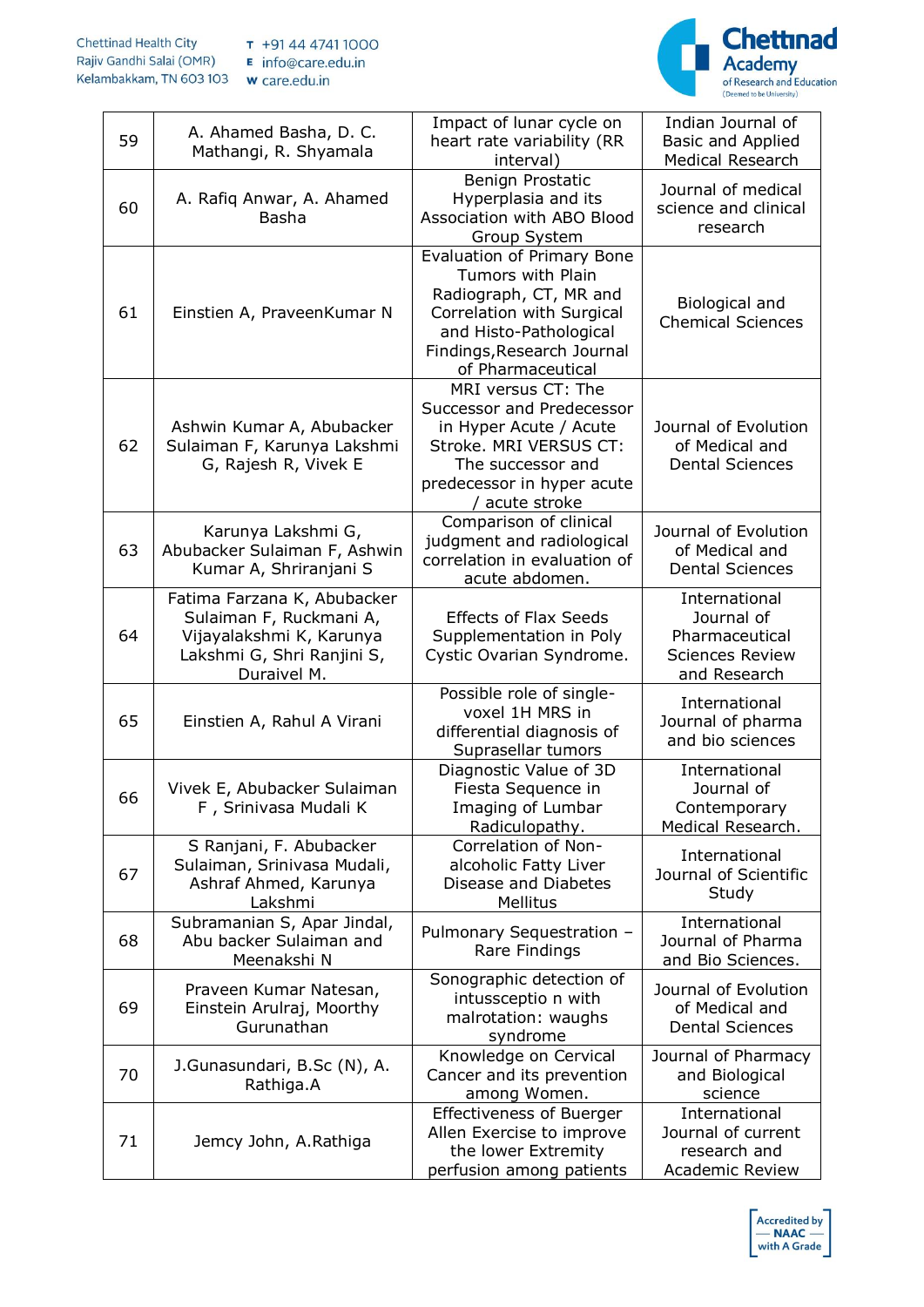| 59 | A. Ahamed Basha, D. C. Mathangi, R. Shyamala | Impact of lunar cycle on heart rate variability (RR interval) | Indian Journal of Basic and Applied Medical Research |
|---|---|---|---|
| 60 | A. Rafiq Anwar, A. Ahamed Basha | Benign Prostatic Hyperplasia and its Association with ABO Blood Group System | Journal of medical science and clinical research |
| 61 | Einstien A, PraveenKumar N | Evaluation of Primary Bone Tumors with Plain Radiograph, CT, MR and Correlation with Surgical and Histo-Pathological Findings,Research Journal of Pharmaceutical | Biological and Chemical Sciences |
| 62 | Ashwin Kumar A, Abubacker Sulaiman F, Karunya Lakshmi G, Rajesh R, Vivek E | MRI versus CT: The Successor and Predecessor in Hyper Acute / Acute Stroke. MRI VERSUS CT: The successor and predecessor in hyper acute / acute stroke | Journal of Evolution of Medical and Dental Sciences |
| 63 | Karunya Lakshmi G, Abubacker Sulaiman F, Ashwin Kumar A, Shriranjani S | Comparison of clinical judgment and radiological correlation in evaluation of acute abdomen. | Journal of Evolution of Medical and Dental Sciences |
| 64 | Fatima Farzana K, Abubacker Sulaiman F, Ruckmani A, Vijayalakshmi K, Karunya Lakshmi G, Shri Ranjini S, Duraivel M. | Effects of Flax Seeds Supplementation in Poly Cystic Ovarian Syndrome. | International Journal of Pharmaceutical Sciences Review and Research |
| 65 | Einstien A, Rahul A Virani | Possible role of single-voxel 1H MRS in differential diagnosis of Suprasellar tumors | International Journal of pharma and bio sciences |
| 66 | Vivek E, Abubacker Sulaiman F , Srinivasa Mudali K | Diagnostic Value of 3D Fiesta Sequence in Imaging of Lumbar Radiculopathy. | International Journal of Contemporary Medical Research. |
| 67 | S Ranjani, F. Abubacker Sulaiman, Srinivasa Mudali, Ashraf Ahmed, Karunya Lakshmi | Correlation of Non-alcoholic Fatty Liver Disease and Diabetes Mellitus | International Journal of Scientific Study |
| 68 | Subramanian S, Apar Jindal, Abu backer Sulaiman and Meenakshi N | Pulmonary Sequestration – Rare Findings | International Journal of Pharma and Bio Sciences. |
| 69 | Praveen Kumar Natesan, Einstein Arulraj, Moorthy Gurunathan | Sonographic detection of intussceptio n with malrotation: waughs syndrome | Journal of Evolution of Medical and Dental Sciences |
| 70 | J.Gunasundari, B.Sc (N), A. Rathiga.A | Knowledge on Cervical Cancer and its prevention among Women. | Journal of Pharmacy and Biological science |
| 71 | Jemcy John, A.Rathiga | Effectiveness of Buerger Allen Exercise to improve the lower Extremity perfusion among patients | International Journal of current research and Academic Review |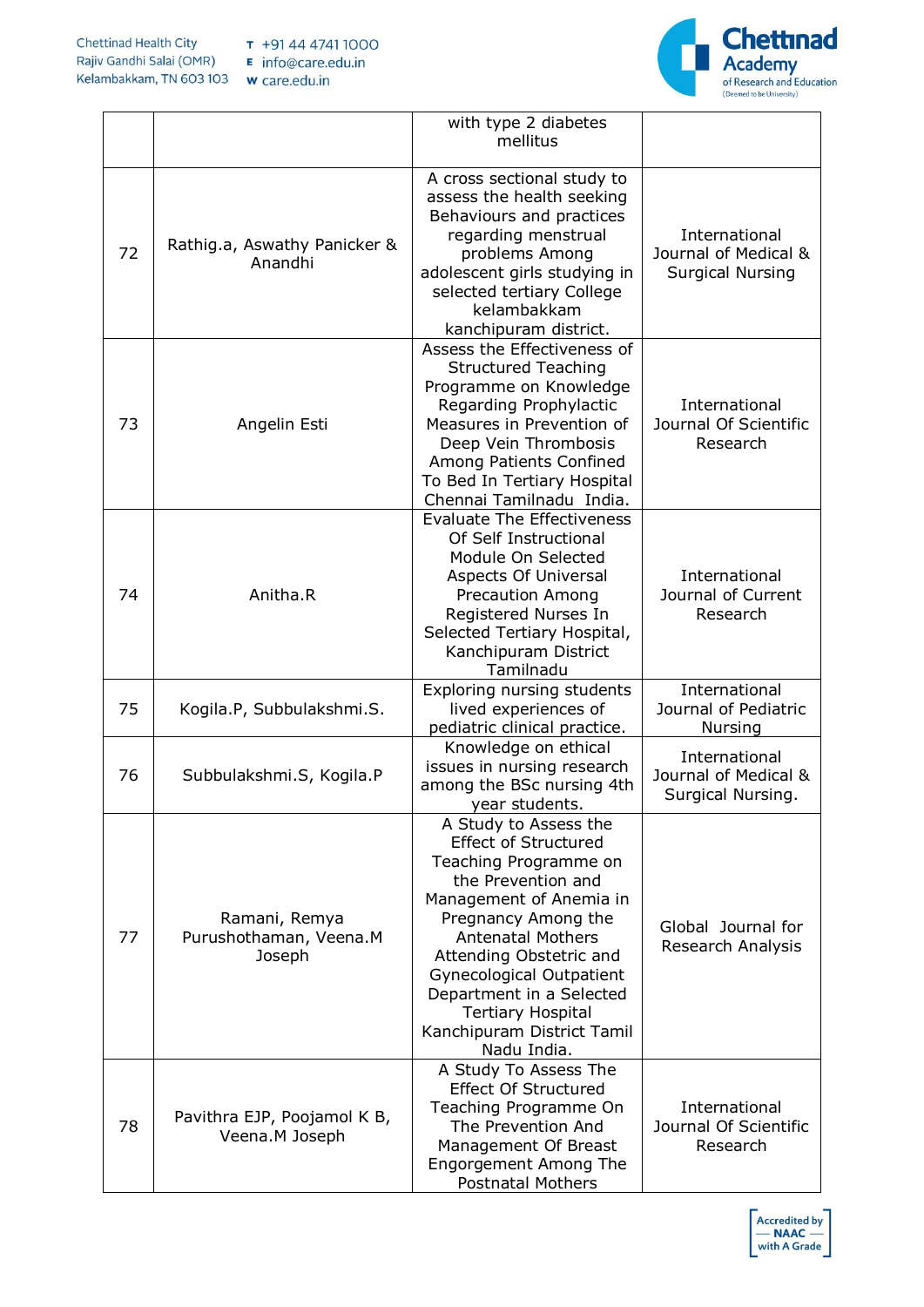|  |  | with type 2 diabetes mellitus |  |
|---|---|---|---|
| 72 | Rathig.a, Aswathy Panicker & Anandhi | A cross sectional study to assess the health seeking Behaviours and practices regarding menstrual problems Among adolescent girls studying in selected tertiary College kelambakkam kanchipuram district. | International Journal of Medical & Surgical Nursing |
| 73 | Angelin Esti | Assess the Effectiveness of Structured Teaching Programme on Knowledge Regarding Prophylactic Measures in Prevention of Deep Vein Thrombosis Among Patients Confined To Bed In Tertiary Hospital Chennai Tamilnadu India. | International Journal Of Scientific Research |
| 74 | Anitha.R | Evaluate The Effectiveness Of Self Instructional Module On Selected Aspects Of Universal Precaution Among Registered Nurses In Selected Tertiary Hospital, Kanchipuram District Tamilnadu | International Journal of Current Research |
| 75 | Kogila.P, Subbulakshmi.S. | Exploring nursing students lived experiences of pediatric clinical practice. | International Journal of Pediatric Nursing |
| 76 | Subbulakshmi.S, Kogila.P | Knowledge on ethical issues in nursing research among the BSc nursing 4th year students. | International Journal of Medical & Surgical Nursing. |
| 77 | Ramani, Remya Purushothaman, Veena.M Joseph | A Study to Assess the Effect of Structured Teaching Programme on the Prevention and Management of Anemia in Pregnancy Among the Antenatal Mothers Attending Obstetric and Gynecological Outpatient Department in a Selected Tertiary Hospital Kanchipuram District Tamil Nadu India. | Global Journal for Research Analysis |
| 78 | Pavithra EJP, Poojamol K B, Veena.M Joseph | A Study To Assess The Effect Of Structured Teaching Programme On The Prevention And Management Of Breast Engorgement Among The Postnatal Mothers | International Journal Of Scientific Research |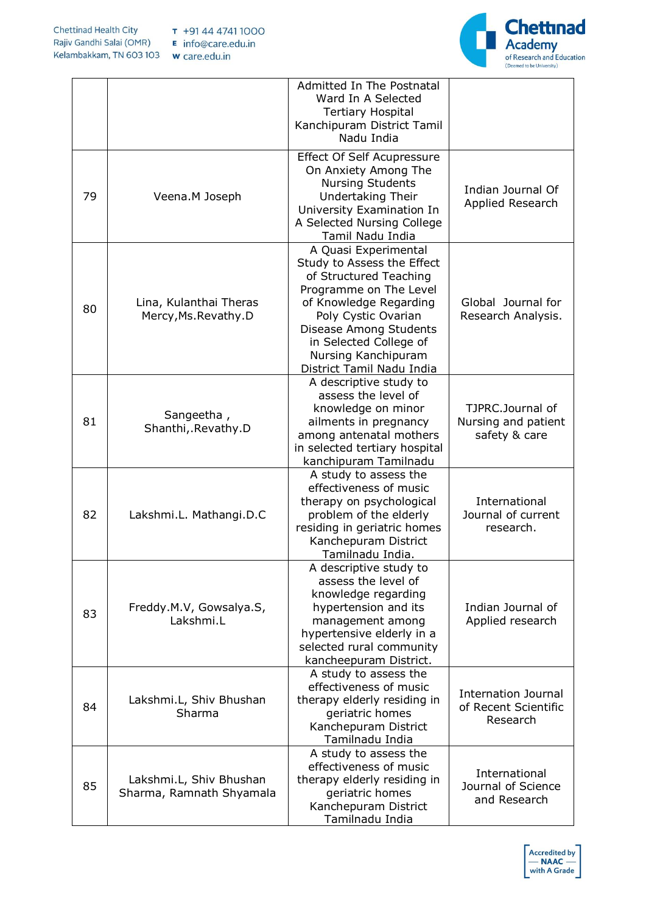| | | | |
|---|---|---|---|
| | | Admitted In The Postnatal Ward In A Selected Tertiary Hospital Kanchipuram District Tamil Nadu India | |
| 79 | Veena.M Joseph | Effect Of Self Acupressure On Anxiety Among The Nursing Students Undertaking Their University Examination In A Selected Nursing College Tamil Nadu India | Indian Journal Of Applied Research |
| 80 | Lina, Kulanthai Theras Mercy,Ms.Revathy.D | A Quasi Experimental Study to Assess the Effect of Structured Teaching Programme on The Level of Knowledge Regarding Poly Cystic Ovarian Disease Among Students in Selected College of Nursing Kanchipuram District Tamil Nadu India | Global Journal for Research Analysis. |
| 81 | Sangeetha , Shanthi,.Revathy.D | A descriptive study to assess the level of knowledge on minor ailments in pregnancy among antenatal mothers in selected tertiary hospital kanchipuram Tamilnadu | TJPRC.Journal of Nursing and patient safety & care |
| 82 | Lakshmi.L. Mathangi.D.C | A study to assess the effectiveness of music therapy on psychological problem of the elderly residing in geriatric homes Kanchepuram District Tamilnadu India. | International Journal of current research. |
| 83 | Freddy.M.V, Gowsalya.S, Lakshmi.L | A descriptive study to assess the level of knowledge regarding hypertension and its management among hypertensive elderly in a selected rural community kancheepuram District. | Indian Journal of Applied research |
| 84 | Lakshmi.L, Shiv Bhushan Sharma | A study to assess the effectiveness of music therapy elderly residing in geriatric homes Kanchepuram District Tamilnadu India | Internation Journal of Recent Scientific Research |
| 85 | Lakshmi.L, Shiv Bhushan Sharma, Ramnath Shyamala | A study to assess the effectiveness of music therapy elderly residing in geriatric homes Kanchepuram District Tamilnadu India | International Journal of Science and Research |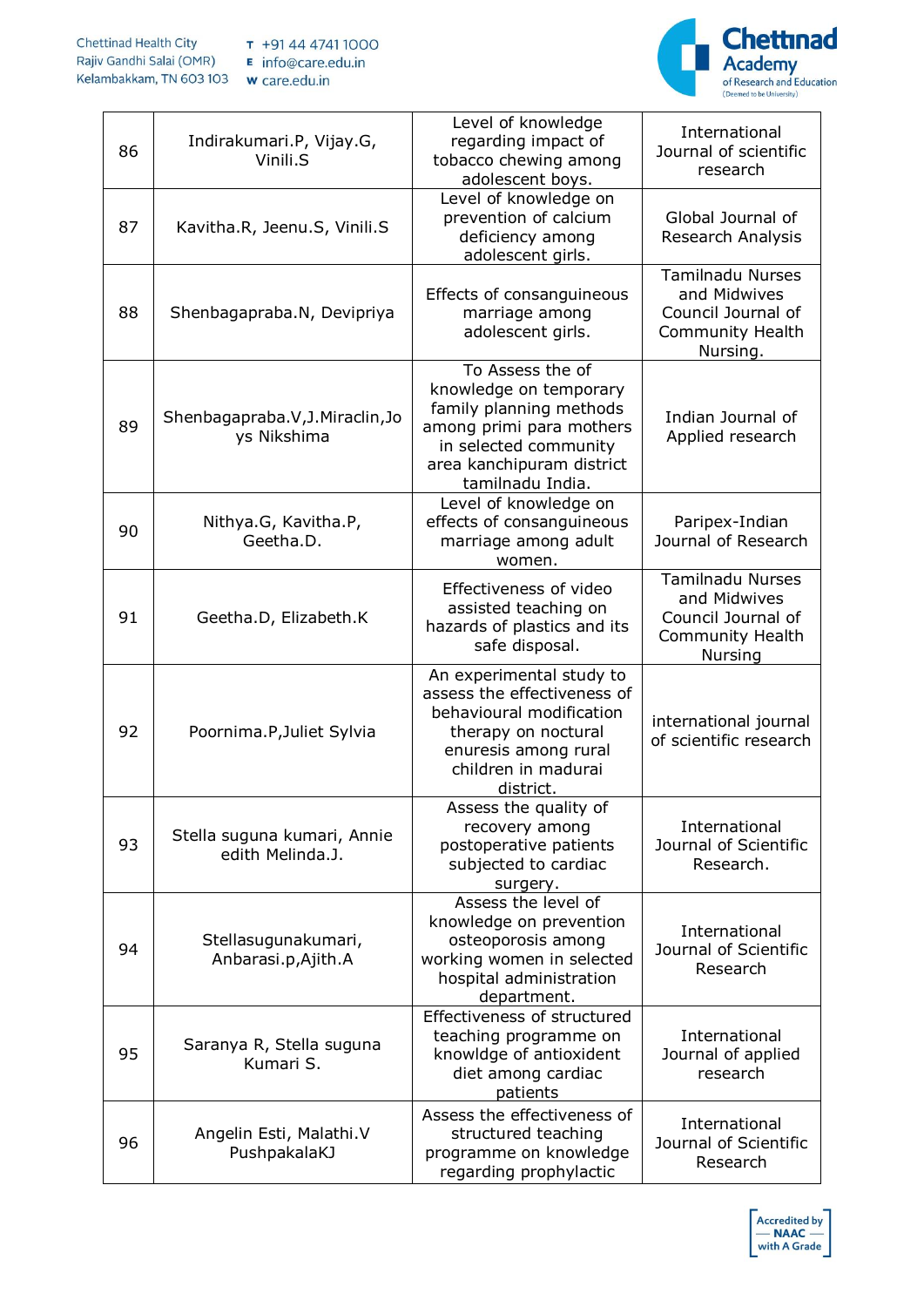| 86 | Indirakumari.P, Vijay.G, Vinili.S | Level of knowledge regarding impact of tobacco chewing among adolescent boys. | International Journal of scientific research |
|---|---|---|---|
| 87 | Kavitha.R, Jeenu.S, Vinili.S | Level of knowledge on prevention of calcium deficiency among adolescent girls. | Global Journal of Research Analysis |
| 88 | Shenbagapraba.N, Devipriya | Effects of consanguineous marriage among adolescent girls. | Tamilnadu Nurses and Midwives Council Journal of Community Health Nursing. |
| 89 | Shenbagapraba.V,J.Miraclin,Joys Nikshima | To Assess the of knowledge on temporary family planning methods among primi para mothers in selected community area kanchipuram district tamilnadu India. | Indian Journal of Applied research |
| 90 | Nithya.G, Kavitha.P, Geetha.D. | Level of knowledge on effects of consanguineous marriage among adult women. | Paripex-Indian Journal of Research |
| 91 | Geetha.D, Elizabeth.K | Effectiveness of video assisted teaching on hazards of plastics and its safe disposal. | Tamilnadu Nurses and Midwives Council Journal of Community Health Nursing |
| 92 | Poornima.P,Juliet Sylvia | An experimental study to assess the effectiveness of behavioural modification therapy on noctural enuresis among rural children in madurai district. | international journal of scientific research |
| 93 | Stella suguna kumari, Annie edith Melinda.J. | Assess the quality of recovery among postoperative patients subjected to cardiac surgery. | International Journal of Scientific Research. |
| 94 | Stellasugunakumari, Anbarasi.p,Ajith.A | Assess the level of knowledge on prevention osteoporosis among working women in selected hospital administration department. | International Journal of Scientific Research |
| 95 | Saranya R, Stella suguna Kumari S. | Effectiveness of structured teaching programme on knowldge of antioxident diet among cardiac patients | International Journal of applied research |
| 96 | Angelin Esti, Malathi.V PushpakalaKJ | Assess the effectiveness of structured teaching programme on knowledge regarding prophylactic | International Journal of Scientific Research |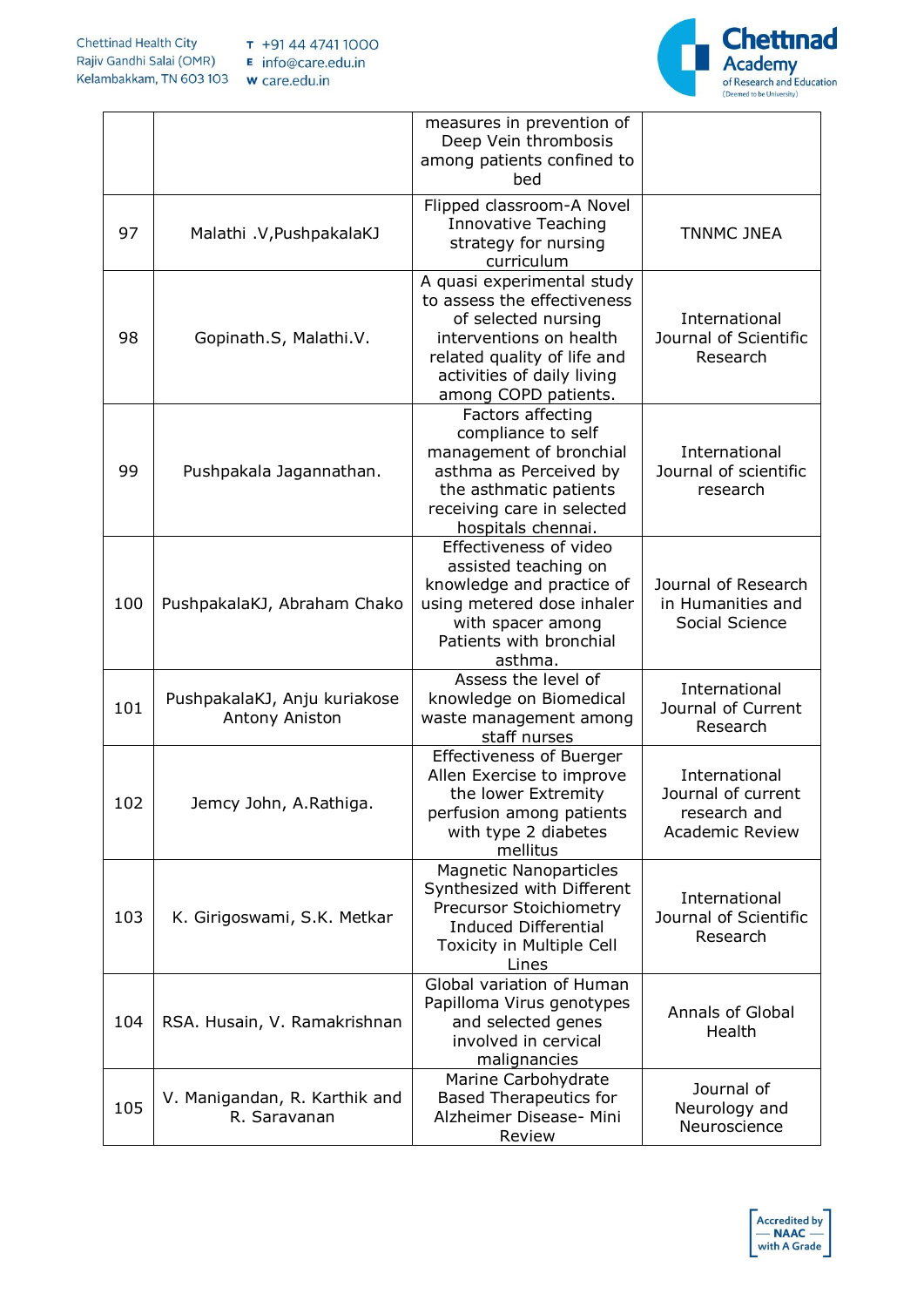| | | measures in prevention of Deep Vein thrombosis among patients confined to bed | |
|---|---|---|---|
| 97 | Malathi .V,PushpakalaKJ | Flipped classroom-A Novel Innovative Teaching strategy for nursing curriculum | TNNMC JNEA |
| 98 | Gopinath.S, Malathi.V. | A quasi experimental study to assess the effectiveness of selected nursing interventions on health related quality of life and activities of daily living among COPD patients. | International Journal of Scientific Research |
| 99 | Pushpakala Jagannathan. | Factors affecting compliance to self management of bronchial asthma as Perceived by the asthmatic patients receiving care in selected hospitals chennai. | International Journal of scientific research |
| 100 | PushpakalaKJ, Abraham Chako | Effectiveness of video assisted teaching on knowledge and practice of using metered dose inhaler with spacer among Patients with bronchial asthma. | Journal of Research in Humanities and Social Science |
| 101 | PushpakalaKJ, Anju kuriakose Antony Aniston | Assess the level of knowledge on Biomedical waste management among staff nurses | International Journal of Current Research |
| 102 | Jemcy John, A.Rathiga. | Effectiveness of Buerger Allen Exercise to improve the lower Extremity perfusion among patients with type 2 diabetes mellitus | International Journal of current research and Academic Review |
| 103 | K. Girigoswami, S.K. Metkar | Magnetic Nanoparticles Synthesized with Different Precursor Stoichiometry Induced Differential Toxicity in Multiple Cell Lines | International Journal of Scientific Research |
| 104 | RSA. Husain, V. Ramakrishnan | Global variation of Human Papilloma Virus genotypes and selected genes involved in cervical malignancies | Annals of Global Health |
| 105 | V. Manigandan, R. Karthik and R. Saravanan | Marine Carbohydrate Based Therapeutics for Alzheimer Disease- Mini Review | Journal of Neurology and Neuroscience |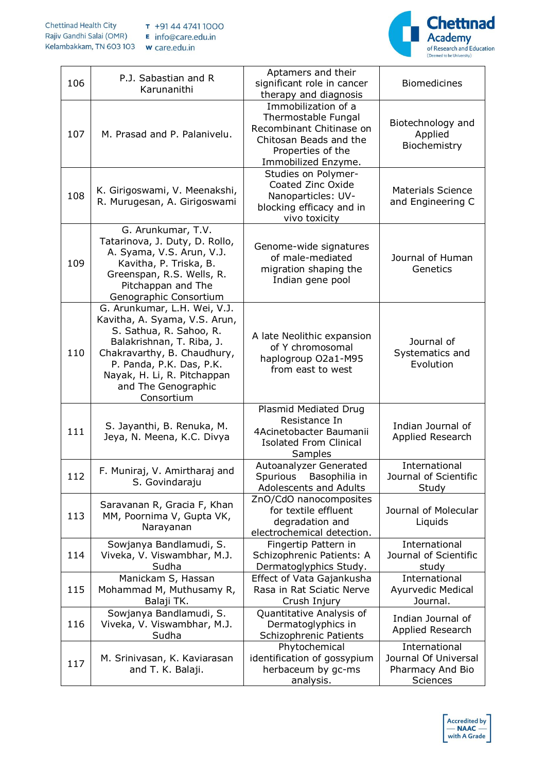| 106 | P.J. Sabastian and R Karunanithi | Aptamers and their significant role in cancer therapy and diagnosis | Biomedicines |
|---|---|---|---|
| 107 | M. Prasad and P. Palanivelu. | Immobilization of a Thermostable Fungal Recombinant Chitinase on Chitosan Beads and the Properties of the Immobilized Enzyme. | Biotechnology and Applied Biochemistry |
| 108 | K. Girigoswami, V. Meenakshi, R. Murugesan, A. Girigoswami | Studies on Polymer-Coated Zinc Oxide Nanoparticles: UV-blocking efficacy and in vivo toxicity | Materials Science and Engineering C |
| 109 | G. Arunkumar, T.V. Tatarinova, J. Duty, D. Rollo, A. Syama, V.S. Arun, V.J. Kavitha, P. Triska, B. Greenspan, R.S. Wells, R. Pitchappan and The Genographic Consortium | Genome-wide signatures of male-mediated migration shaping the Indian gene pool | Journal of Human Genetics |
| 110 | G. Arunkumar, L.H. Wei, V.J. Kavitha, A. Syama, V.S. Arun, S. Sathua, R. Sahoo, R. Balakrishnan, T. Riba, J. Chakravarthy, B. Chaudhury, P. Panda, P.K. Das, P.K. Nayak, H. Li, R. Pitchappan and The Genographic Consortium | A late Neolithic expansion of Y chromosomal haplogroup O2a1-M95 from east to west | Journal of Systematics and Evolution |
| 111 | S. Jayanthi, B. Renuka, M. Jeya, N. Meena, K.C. Divya | Plasmid Mediated Drug Resistance In 4Acinetobacter Baumanii Isolated From Clinical Samples | Indian Journal of Applied Research |
| 112 | F. Muniraj, V. Amirtharaj and S. Govindaraju | Autoanalyzer Generated Spurious Basophilia in Adolescents and Adults | International Journal of Scientific Study |
| 113 | Saravanan R, Gracia F, Khan MM, Poornima V, Gupta VK, Narayanan | ZnO/CdO nanocomposites for textile effluent degradation and electrochemical detection. | Journal of Molecular Liquids |
| 114 | Sowjanya Bandlamudi, S. Viveka, V. Viswambhar, M.J. Sudha | Fingertip Pattern in Schizophrenic Patients: A Dermatoglyphics Study. | International Journal of Scientific study |
| 115 | Manickam S, Hassan Mohammad M, Muthusamy R, Balaji TK. | Effect of Vata Gajankusha Rasa in Rat Sciatic Nerve Crush Injury | International Ayurvedic Medical Journal. |
| 116 | Sowjanya Bandlamudi, S. Viveka, V. Viswambhar, M.J. Sudha | Quantitative Analysis of Dermatoglyphics in Schizophrenic Patients | Indian Journal of Applied Research |
| 117 | M. Srinivasan, K. Kaviarasan and T. K. Balaji. | Phytochemical identification of gossypium herbaceum by gc-ms analysis. | International Journal Of Universal Pharmacy And Bio Sciences |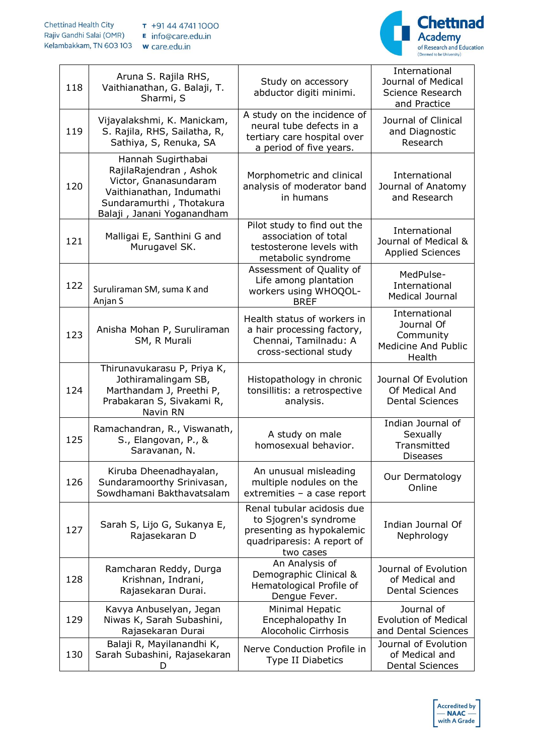| 118 | Aruna S. Rajila RHS, Vaithianathan, G. Balaji, T. Sharmi, S | Study on accessory abductor digiti minimi. | International Journal of Medical Science Research and Practice |
|---|---|---|---|
| 119 | Vijayalakshmi, K. Manickam, S. Rajila, RHS, Sailatha, R, Sathiya, S, Renuka, SA | A study on the incidence of neural tube defects in a tertiary care hospital over a period of five years. | Journal of Clinical and Diagnostic Research |
| 120 | Hannah Sugirthabai RajilaRajendran , Ashok Victor, Gnanasundaram Vaithianathan, Indumathi Sundaramurthi , Thotakura Balaji , Janani Yoganandham | Morphometric and clinical analysis of moderator band in humans | International Journal of Anatomy and Research |
| 121 | Malligai E, Santhini G and Murugavel SK. | Pilot study to find out the association of total testosterone levels with metabolic syndrome | International Journal of Medical & Applied Sciences |
| 122 | Suruliraman SM, suma K and Anjan S | Assessment of Quality of Life among plantation workers using WHOQOL-BREF | MedPulse-International Medical Journal |
| 123 | Anisha Mohan P, Suruliraman SM, R Murali | Health status of workers in a hair processing factory, Chennai, Tamilnadu: A cross-sectional study | International Journal Of Community Medicine And Public Health |
| 124 | Thirunavukarasu P, Priya K, Jothiramalingam SB, Marthandam J, Preethi P, Prabakaran S, Sivakami R, Navin RN | Histopathology in chronic tonsillitis: a retrospective analysis. | Journal Of Evolution Of Medical And Dental Sciences |
| 125 | Ramachandran, R., Viswanath, S., Elangovan, P., & Saravanan, N. | A study on male homosexual behavior. | Indian Journal of Sexually Transmitted Diseases |
| 126 | Kiruba Dheenadhayalan, Sundaramoorthy Srinivasan, Sowdhamani Bakthavatsalam | An unusual misleading multiple nodules on the extremities – a case report | Our Dermatology Online |
| 127 | Sarah S, Lijo G, Sukanya E, Rajasekaran D | Renal tubular acidosis due to Sjogren's syndrome presenting as hypokalemic quadriparesis: A report of two cases | Indian Journal Of Nephrology |
| 128 | Ramcharan Reddy, Durga Krishnan, Indrani, Rajasekaran Durai. | An Analysis of Demographic Clinical & Hematological Profile of Dengue Fever. | Journal of Evolution of Medical and Dental Sciences |
| 129 | Kavya Anbuselyan, Jegan Niwas K, Sarah Subashini, Rajasekaran Durai | Minimal Hepatic Encephalopathy In Alocoholic Cirrhosis | Journal of Evolution of Medical and Dental Sciences |
| 130 | Balaji R, Mayilanandhi K, Sarah Subashini, Rajasekaran D | Nerve Conduction Profile in Type II Diabetics | Journal of Evolution of Medical and Dental Sciences |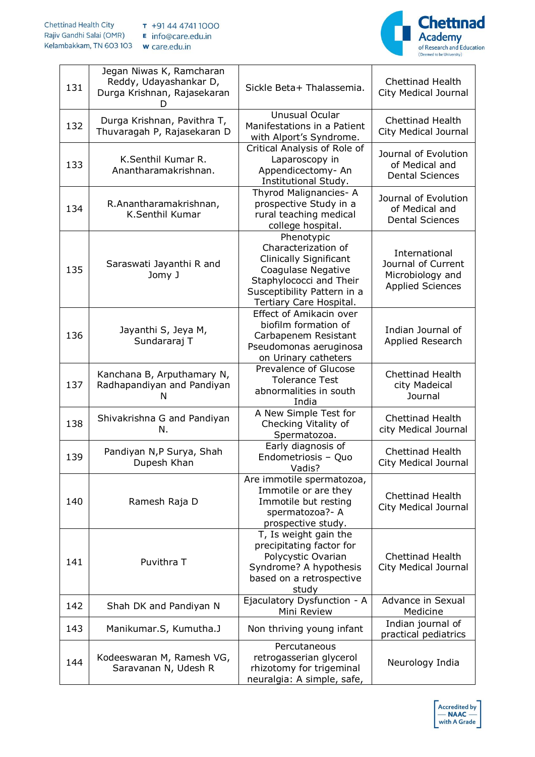| 131 | Jegan Niwas K, Ramcharan Reddy, Udayashankar D, Durga Krishnan, Rajasekaran D | Sickle Beta+ Thalassemia. | Chettinad Health City Medical Journal |
|---|---|---|---|
| 132 | Durga Krishnan, Pavithra T, Thuvaragah P, Rajasekaran D | Unusual Ocular Manifestations in a Patient with Alport's Syndrome. | Chettinad Health City Medical Journal |
| 133 | K.Senthil Kumar R. Anantharamakrishnan. | Critical Analysis of Role of Laparoscopy in Appendicectomy- An Institutional Study. | Journal of Evolution of Medical and Dental Sciences |
| 134 | R.Anantharamakrishnan, K.Senthil Kumar | Thyrod Malignancies- A prospective Study in a rural teaching medical college hospital. | Journal of Evolution of Medical and Dental Sciences |
| 135 | Saraswati Jayanthi R and Jomy J | Phenotypic Characterization of Clinically Significant Coagulase Negative Staphylococci and Their Susceptibility Pattern in a Tertiary Care Hospital. | International Journal of Current Microbiology and Applied Sciences |
| 136 | Jayanthi S, Jeya M, Sundararaj T | Effect of Amikacin over biofilm formation of Carbapenem Resistant Pseudomonas aeruginosa on Urinary catheters | Indian Journal of Applied Research |
| 137 | Kanchana B, Arputhamary N, Radhapandiyan and Pandiyan N | Prevalence of Glucose Tolerance Test abnormalities in south India | Chettinad Health city Madeical Journal |
| 138 | Shivakrishna G and Pandiyan N. | A New Simple Test for Checking Vitality of Spermatozoa. | Chettinad Health city Medical Journal |
| 139 | Pandiyan N,P Surya, Shah Dupesh Khan | Early diagnosis of Endometriosis – Quo Vadis? | Chettinad Health City Medical Journal |
| 140 | Ramesh Raja D | Are immotile spermatozoa, Immotile or are they Immotile but resting spermatozoa?- A prospective study. | Chettinad Health City Medical Journal |
| 141 | Puvithra T | T, Is weight gain the precipitating factor for Polycystic Ovarian Syndrome? A hypothesis based on a retrospective study | Chettinad Health City Medical Journal |
| 142 | Shah DK and Pandiyan N | Ejaculatory Dysfunction - A Mini Review | Advance in Sexual Medicine |
| 143 | Manikumar.S, Kumutha.J | Non thriving young infant | Indian journal of practical pediatrics |
| 144 | Kodeeswaran M, Ramesh VG, Saravanan N, Udesh R | Percutaneous retrogasserian glycerol rhizotomy for trigeminal neuralgia: A simple, safe, | Neurology India |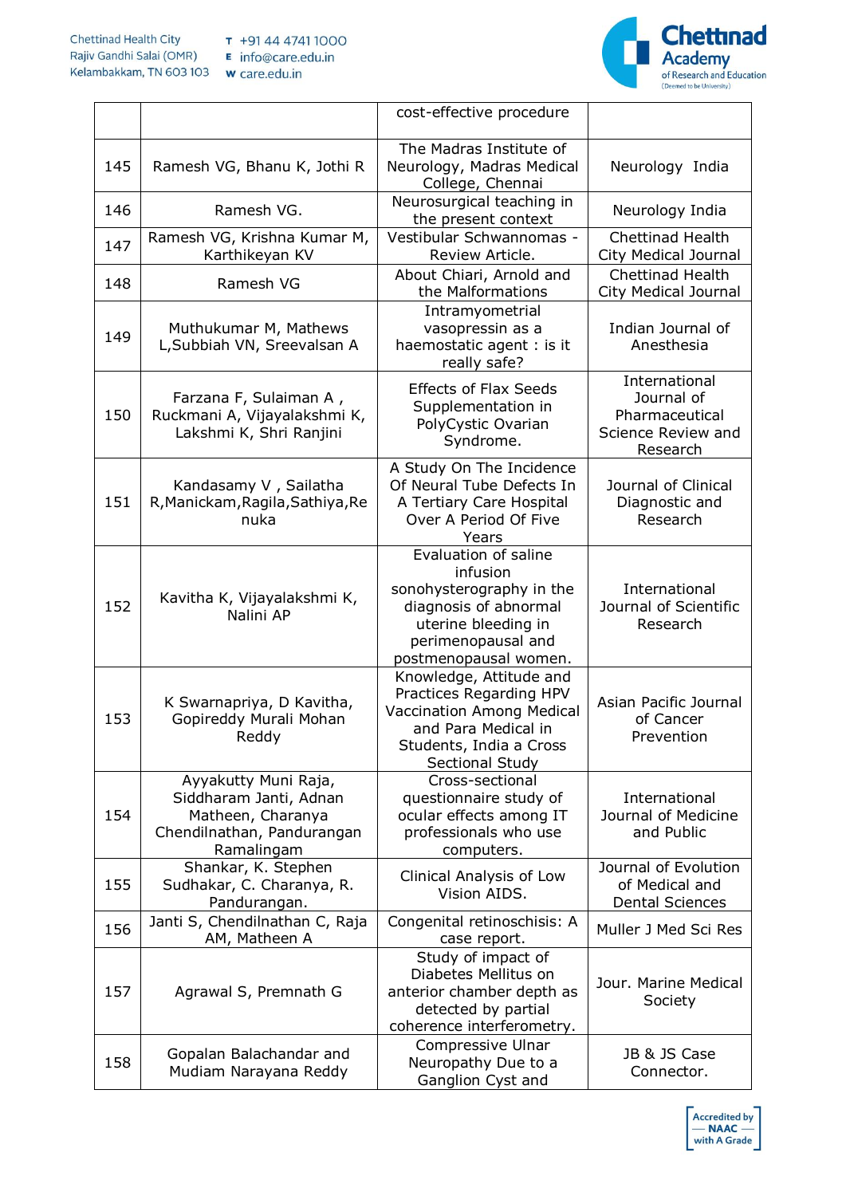| | | | |
|---|---|---|---|
| | | cost-effective procedure | |
| 145 | Ramesh VG, Bhanu K, Jothi R | The Madras Institute of Neurology, Madras Medical College, Chennai | Neurology India |
| 146 | Ramesh VG. | Neurosurgical teaching in the present context | Neurology India |
| 147 | Ramesh VG, Krishna Kumar M, Karthikeyan KV | Vestibular Schwannomas - Review Article. | Chettinad Health City Medical Journal |
| 148 | Ramesh VG | About Chiari, Arnold and the Malformations | Chettinad Health City Medical Journal |
| 149 | Muthukumar M, Mathews L,Subbiah VN, Sreevalsan A | Intramyometrial vasopressin as a haemostatic agent : is it really safe? | Indian Journal of Anesthesia |
| 150 | Farzana F, Sulaiman A , Ruckmani A, Vijayalakshmi K, Lakshmi K, Shri Ranjini | Effects of Flax Seeds Supplementation in PolyCystic Ovarian Syndrome. | International Journal of Pharmaceutical Science Review and Research |
| 151 | Kandasamy V , Sailatha R,Manickam,Ragila,Sathiya,Renuka | A Study On The Incidence Of Neural Tube Defects In A Tertiary Care Hospital Over A Period Of Five Years | Journal of Clinical Diagnostic and Research |
| 152 | Kavitha K, Vijayalakshmi K, Nalini AP | Evaluation of saline infusion sonohysterography in the diagnosis of abnormal uterine bleeding in perimenopausal and postmenopausal women. | International Journal of Scientific Research |
| 153 | K Swarnapriya, D Kavitha, Gopireddy Murali Mohan Reddy | Knowledge, Attitude and Practices Regarding HPV Vaccination Among Medical and Para Medical in Students, India a Cross Sectional Study | Asian Pacific Journal of Cancer Prevention |
| 154 | Ayyakutty Muni Raja, Siddharam Janti, Adnan Matheen, Charanya Chendilnathan, Pandurangan Ramalingam | Cross-sectional questionnaire study of ocular effects among IT professionals who use computers. | International Journal of Medicine and Public |
| 155 | Shankar, K. Stephen Sudhakar, C. Charanya, R. Pandurangan. | Clinical Analysis of Low Vision AIDS. | Journal of Evolution of Medical and Dental Sciences |
| 156 | Janti S, Chendilnathan C, Raja AM, Matheen A | Congenital retinoschisis: A case report. | Muller J Med Sci Res |
| 157 | Agrawal S, Premnath G | Study of impact of Diabetes Mellitus on anterior chamber depth as detected by partial coherence interferometry. | Jour. Marine Medical Society |
| 158 | Gopalan Balachandar and Mudiam Narayana Reddy | Compressive Ulnar Neuropathy Due to a Ganglion Cyst and | JB & JS Case Connector. |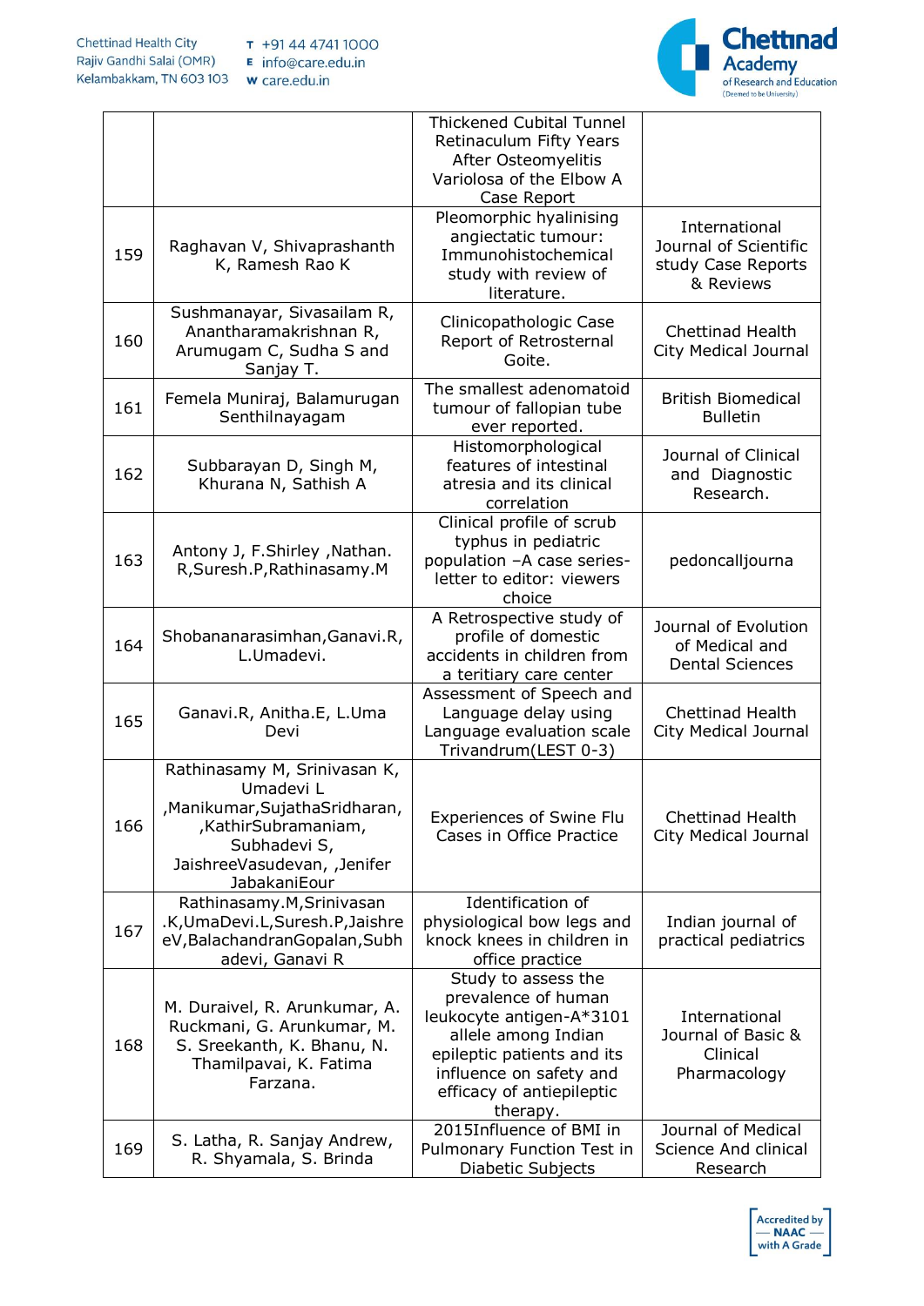|  |  | Thickened Cubital Tunnel Retinaculum Fifty Years After Osteomyelitis Variolosa of the Elbow A Case Report |  |
|---|---|---|---|
| 159 | Raghavan V, Shivaprashanth K, Ramesh Rao K | Pleomorphic hyalinising angiectatic tumour: Immunohistochemical study with review of literature. | International Journal of Scientific study Case Reports & Reviews |
| 160 | Sushmanayar, Sivasailam R, Anantharamakrishnan R, Arumugam C, Sudha S and Sanjay T. | Clinicopathologic Case Report of Retrosternal Goite. | Chettinad Health City Medical Journal |
| 161 | Femela Muniraj, Balamurugan Senthilnayagam | The smallest adenomatoid tumour of fallopian tube ever reported. | British Biomedical Bulletin |
| 162 | Subbarayan D, Singh M, Khurana N, Sathish A | Histomorphological features of intestinal atresia and its clinical correlation | Journal of Clinical and Diagnostic Research. |
| 163 | Antony J, F.Shirley ,Nathan. R,Suresh.P,Rathinasamy.M | Clinical profile of scrub typhus in pediatric population –A case series- letter to editor: viewers choice | pedoncalljourna |
| 164 | Shobananarasimhan,Ganavi.R, L.Umadevi. | A Retrospective study of profile of domestic accidents in children from a teritiary care center | Journal of Evolution of Medical and Dental Sciences |
| 165 | Ganavi.R, Anitha.E, L.Uma Devi | Assessment of Speech and Language delay using Language evaluation scale Trivandrum(LEST 0-3) | Chettinad Health City Medical Journal |
| 166 | Rathinasamy M, Srinivasan K, Umadevi L ,Manikumar,SujathaSridharan, ,KathirSubramaniam, Subhadevi S, JaishreeVasudevan, ,Jenifer JabakaniEour | Experiences of Swine Flu Cases in Office Practice | Chettinad Health City Medical Journal |
| 167 | Rathinasamy.M,Srinivasan .K,UmaDevi.L,Suresh.P,Jaishre eV,BalachandranGopalan,Subh adevi, Ganavi R | Identification of physiological bow legs and knock knees in children in office practice | Indian journal of practical pediatrics |
| 168 | M. Duraivel, R. Arunkumar, A. Ruckmani, G. Arunkumar, M. S. Sreekanth, K. Bhanu, N. Thamilpavai, K. Fatima Farzana. | Study to assess the prevalence of human leukocyte antigen-A*3101 allele among Indian epileptic patients and its influence on safety and efficacy of antiepileptic therapy. | International Journal of Basic & Clinical Pharmacology |
| 169 | S. Latha, R. Sanjay Andrew, R. Shyamala, S. Brinda | 2015Influence of BMI in Pulmonary Function Test in Diabetic Subjects | Journal of Medical Science And clinical Research |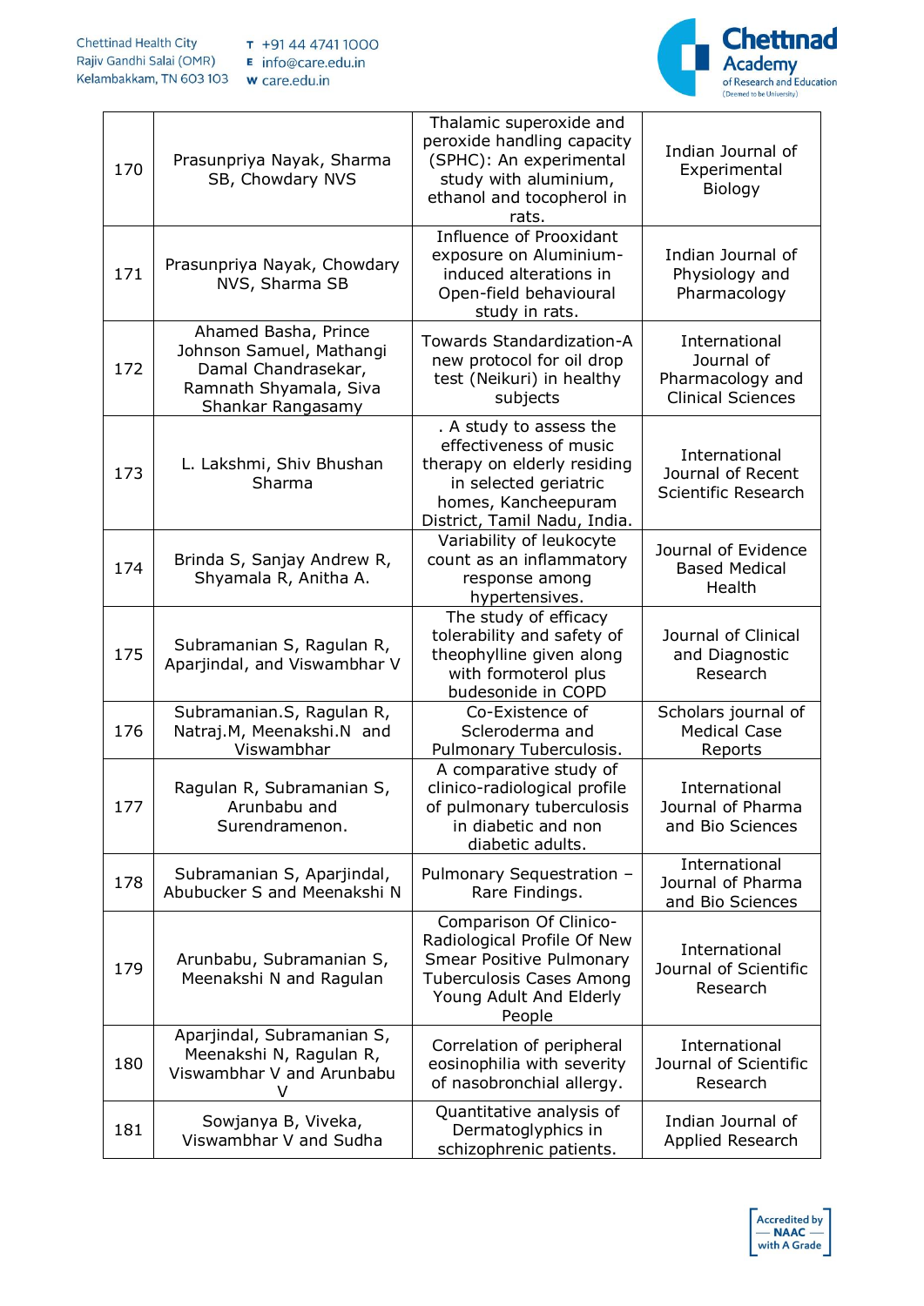| 170 | Prasunpriya Nayak, Sharma SB, Chowdary NVS | Thalamic superoxide and peroxide handling capacity (SPHC): An experimental study with aluminium, ethanol and tocopherol in rats. | Indian Journal of Experimental Biology |
|---|---|---|---|
| 171 | Prasunpriya Nayak, Chowdary NVS, Sharma SB | Influence of Prooxidant exposure on Aluminium-induced alterations in Open-field behavioural study in rats. | Indian Journal of Physiology and Pharmacology |
| 172 | Ahamed Basha, Prince Johnson Samuel, Mathangi Damal Chandrasekar, Ramnath Shyamala, Siva Shankar Rangasamy | Towards Standardization-A new protocol for oil drop test (Neikuri) in healthy subjects | International Journal of Pharmacology and Clinical Sciences |
| 173 | L. Lakshmi, Shiv Bhushan Sharma | . A study to assess the effectiveness of music therapy on elderly residing in selected geriatric homes, Kancheepuram District, Tamil Nadu, India. | International Journal of Recent Scientific Research |
| 174 | Brinda S, Sanjay Andrew R, Shyamala R, Anitha A. | Variability of leukocyte count as an inflammatory response among hypertensives. | Journal of Evidence Based Medical Health |
| 175 | Subramanian S, Ragulan R, Aparjindal, and Viswambhar V | The study of efficacy tolerability and safety of theophylline given along with formoterol plus budesonide in COPD | Journal of Clinical and Diagnostic Research |
| 176 | Subramanian.S, Ragulan R, Natraj.M, Meenakshi.N and Viswambhar | Co-Existence of Scleroderma and Pulmonary Tuberculosis. | Scholars journal of Medical Case Reports |
| 177 | Ragulan R, Subramanian S, Arunbabu and Surendramenon. | A comparative study of clinico-radiological profile of pulmonary tuberculosis in diabetic and non diabetic adults. | International Journal of Pharma and Bio Sciences |
| 178 | Subramanian S, Aparjindal, Abubucker S and Meenakshi N | Pulmonary Sequestration – Rare Findings. | International Journal of Pharma and Bio Sciences |
| 179 | Arunbabu, Subramanian S, Meenakshi N and Ragulan | Comparison Of Clinico-Radiological Profile Of New Smear Positive Pulmonary Tuberculosis Cases Among Young Adult And Elderly People | International Journal of Scientific Research |
| 180 | Aparjindal, Subramanian S, Meenakshi N, Ragulan R, Viswambhar V and Arunbabu V | Correlation of peripheral eosinophilia with severity of nasobronchial allergy. | International Journal of Scientific Research |
| 181 | Sowjanya B, Viveka, Viswambhar V and Sudha | Quantitative analysis of Dermatoglyphics in schizophrenic patients. | Indian Journal of Applied Research |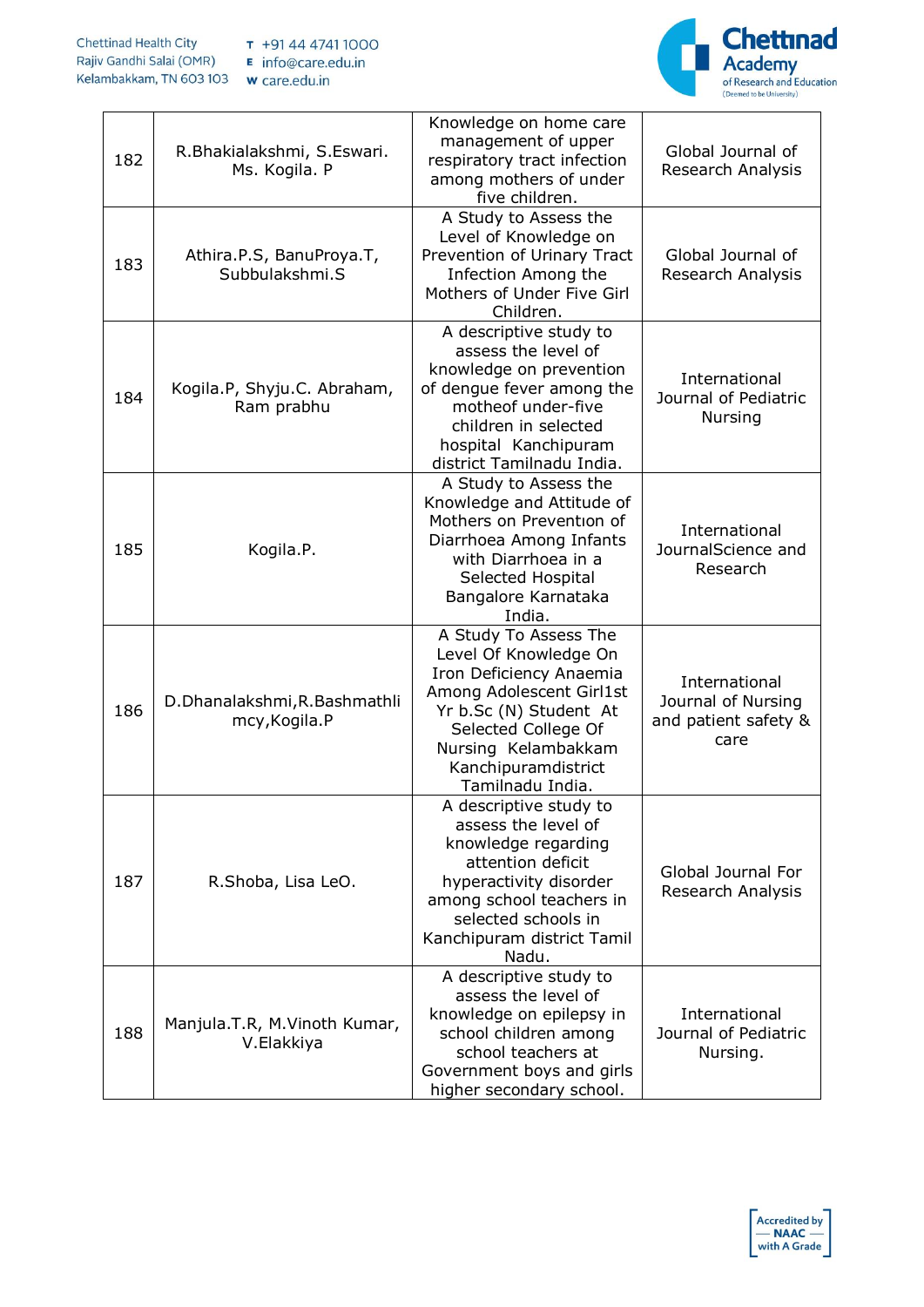| | | | |
|---|---|---|---|
| 182 | R.Bhakialakshmi, S.Eswari. Ms. Kogila. P | Knowledge on home care management of upper respiratory tract infection among mothers of under five children. | Global Journal of Research Analysis |
| 183 | Athira.P.S, BanuProya.T, Subbulakshmi.S | A Study to Assess the Level of Knowledge on Prevention of Urinary Tract Infection Among the Mothers of Under Five Girl Children. | Global Journal of Research Analysis |
| 184 | Kogila.P, Shyju.C. Abraham, Ram prabhu | A descriptive study to assess the level of knowledge on prevention of dengue fever among the motheof under-five children in selected hospital Kanchipuram district Tamilnadu India. | International Journal of Pediatric Nursing |
| 185 | Kogila.P. | A Study to Assess the Knowledge and Attitude of Mothers on Prevention of Diarrhoea Among Infants with Diarrhoea in a Selected Hospital Bangalore Karnataka India. | International JournalScience and Research |
| 186 | D.Dhanalakshmi,R.Bashmathli mcy,Kogila.P | A Study To Assess The Level Of Knowledge On Iron Deficiency Anaemia Among Adolescent Girl1st Yr b.Sc (N) Student At Selected College Of Nursing Kelambakkam Kanchipuramdistrict Tamilnadu India. | International Journal of Nursing and patient safety & care |
| 187 | R.Shoba, Lisa LeO. | A descriptive study to assess the level of knowledge regarding attention deficit hyperactivity disorder among school teachers in selected schools in Kanchipuram district Tamil Nadu. | Global Journal For Research Analysis |
| 188 | Manjula.T.R, M.Vinoth Kumar, V.Elakkiya | A descriptive study to assess the level of knowledge on epilepsy in school children among school teachers at Government boys and girls higher secondary school. | International Journal of Pediatric Nursing. |